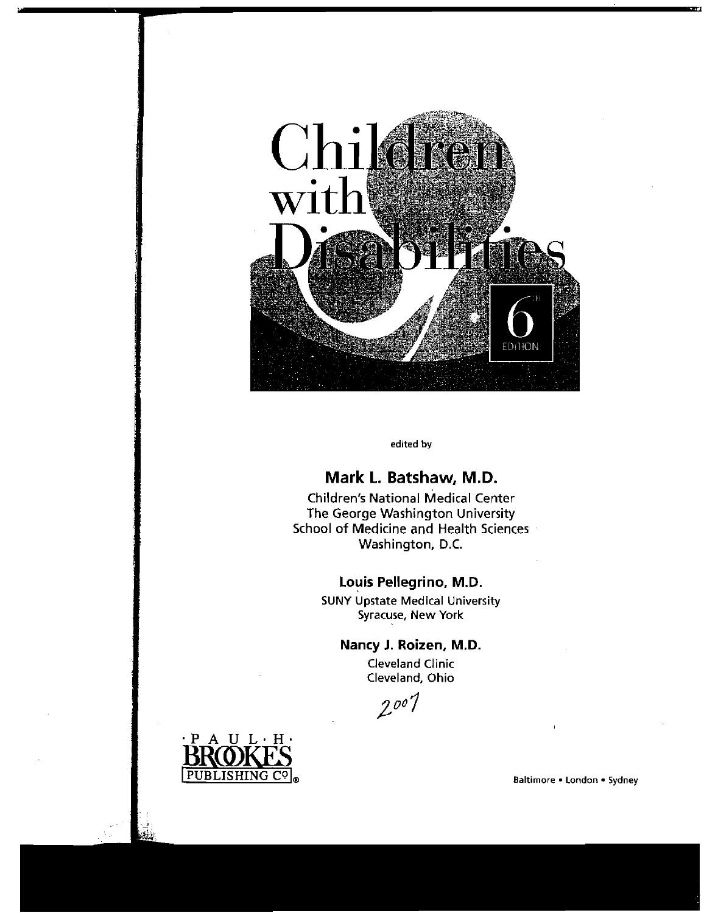# Children with Disabilities

6th EDITION

edited by

**Mark L. Batshaw, M.D.**

Children's National Medical Center
The George Washington University
School of Medicine and Health Sciences
Washington, D.C.

**Louis Pellegrino, M.D.**

SUNY Upstate Medical University
Syracuse, New York

**Nancy J. Roizen, M.D.**

Cleveland Clinic
Cleveland, Ohio

2007

PAUL H. BROOKES PUBLISHING CO.®

Baltimore • London • Sydney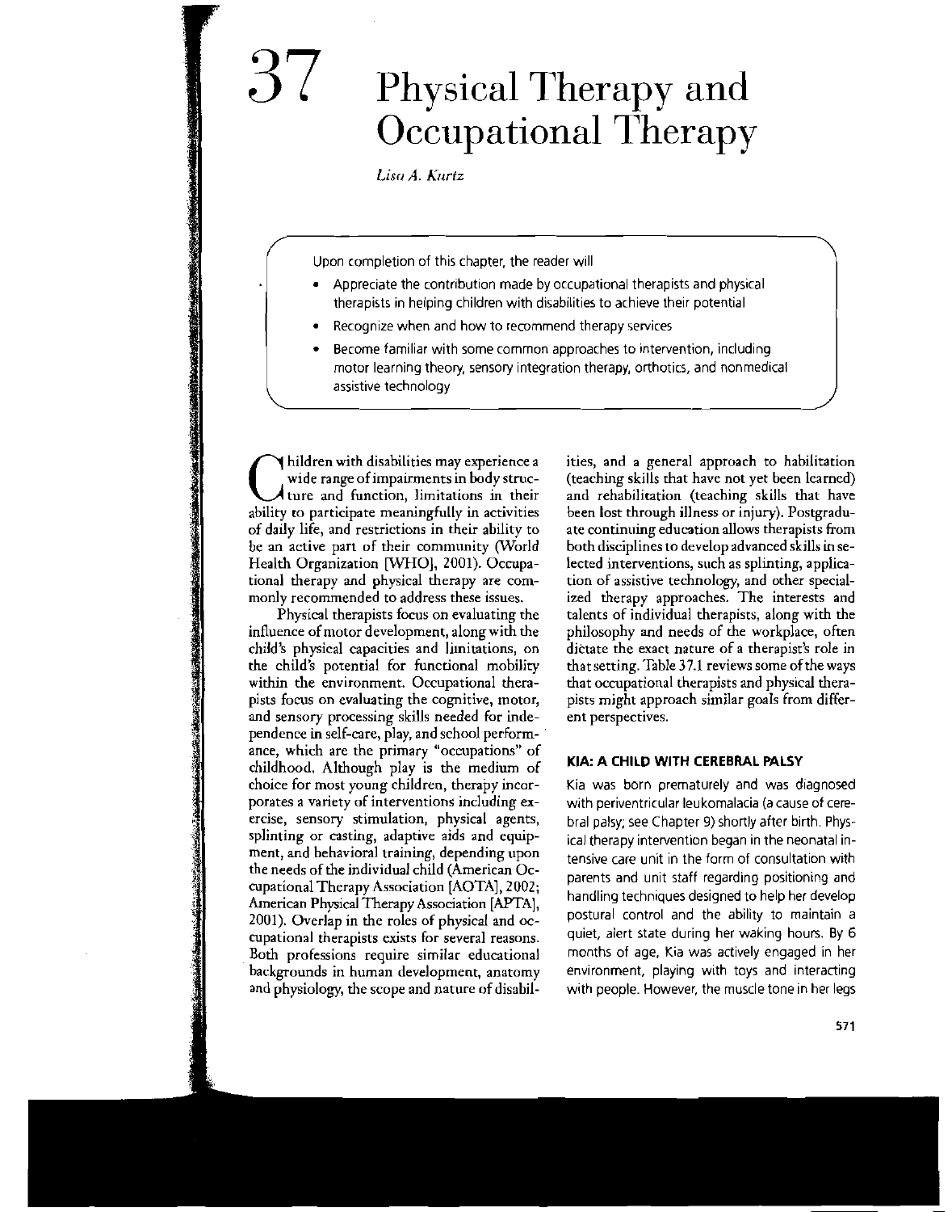# 37 Physical Therapy and Occupational Therapy

*Lisa A. Kurtz*

Upon completion of this chapter, the reader will

- Appreciate the contribution made by occupational therapists and physical therapists in helping children with disabilities to achieve their potential
- Recognize when and how to recommend therapy services
- Become familiar with some common approaches to intervention, including motor learning theory, sensory integration therapy, orthotics, and nonmedical assistive technology

Children with disabilities may experience a wide range of impairments in body structure and function, limitations in their ability to participate meaningfully in activities of daily life, and restrictions in their ability to be an active part of their community (World Health Organization [WHO], 2001). Occupational therapy and physical therapy are commonly recommended to address these issues.

Physical therapists focus on evaluating the influence of motor development, along with the child's physical capacities and limitations, on the child's potential for functional mobility within the environment. Occupational therapists focus on evaluating the cognitive, motor, and sensory processing skills needed for independence in self-care, play, and school performance, which are the primary "occupations" of childhood. Although play is the medium of choice for most young children, therapy incorporates a variety of interventions including exercise, sensory stimulation, physical agents, splinting or casting, adaptive aids and equipment, and behavioral training, depending upon the needs of the individual child (American Occupational Therapy Association [AOTA], 2002; American Physical Therapy Association [APTA], 2001). Overlap in the roles of physical and occupational therapists exists for several reasons. Both professions require similar educational backgrounds in human development, anatomy and physiology, the scope and nature of disabilities, and a general approach to habilitation (teaching skills that have not yet been learned) and rehabilitation (teaching skills that have been lost through illness or injury). Postgraduate continuing education allows therapists from both disciplines to develop advanced skills in selected interventions, such as splinting, application of assistive technology, and other specialized therapy approaches. The interests and talents of individual therapists, along with the philosophy and needs of the workplace, often dictate the exact nature of a therapist's role in that setting. Table 37.1 reviews some of the ways that occupational therapists and physical therapists might approach similar goals from different perspectives.

### KIA: A CHILD WITH CEREBRAL PALSY

Kia was born prematurely and was diagnosed with periventricular leukomalacia (a cause of cerebral palsy; see Chapter 9) shortly after birth. Physical therapy intervention began in the neonatal intensive care unit in the form of consultation with parents and unit staff regarding positioning and handling techniques designed to help her develop postural control and the ability to maintain a quiet, alert state during her waking hours. By 6 months of age, Kia was actively engaged in her environment, playing with toys and interacting with people. However, the muscle tone in her legs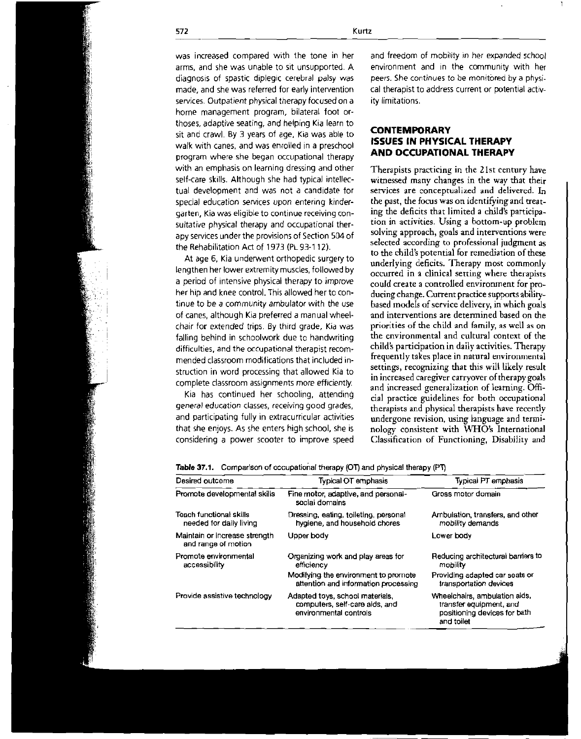was increased compared with the tone in her arms, and she was unable to sit unsupported. A diagnosis of spastic diplegic cerebral palsy was made, and she was referred for early intervention services. Outpatient physical therapy focused on a home management program, bilateral foot orthoses, adaptive seating, and helping Kia learn to sit and crawl. By 3 years of age, Kia was able to walk with canes, and was enrolled in a preschool program where she began occupational therapy with an emphasis on learning dressing and other self-care skills. Although she had typical intellectual development and was not a candidate for special education services upon entering kindergarten, Kia was eligible to continue receiving consultative physical therapy and occupational therapy services under the provisions of Section 504 of the Rehabilitation Act of 1973 (PL 93-112).

At age 6, Kia underwent orthopedic surgery to lengthen her lower extremity muscles, followed by a period of intensive physical therapy to improve her hip and knee control. This allowed her to continue to be a community ambulator with the use of canes, although Kia preferred a manual wheelchair for extended trips. By third grade, Kia was falling behind in schoolwork due to handwriting difficulties, and the occupational therapist recommended classroom modifications that included instruction in word processing that allowed Kia to complete classroom assignments more efficiently.

Kia has continued her schooling, attending general education classes, receiving good grades, and participating fully in extracurricular activities that she enjoys. As she enters high school, she is considering a power scooter to improve speed and freedom of mobility in her expanded school environment and in the community with her peers. She continues to be monitored by a physical therapist to address current or potential activity limitations.

## CONTEMPORARY ISSUES IN PHYSICAL THERAPY AND OCCUPATIONAL THERAPY

Therapists practicing in the 21st century have witnessed many changes in the way that their services are conceptualized and delivered. In the past, the focus was on identifying and treating the deficits that limited a child's participation in activities. Using a bottom-up problem solving approach, goals and interventions were selected according to professional judgment as to the child's potential for remediation of these underlying deficits. Therapy most commonly occurred in a clinical setting where therapists could create a controlled environment for producing change. Current practice supports ability-based models of service delivery, in which goals and interventions are determined based on the priorities of the child and family, as well as on the environmental and cultural context of the child's participation in daily activities. Therapy frequently takes place in natural environmental settings, recognizing that this will likely result in increased caregiver carryover of therapy goals and increased generalization of learning. Official practice guidelines for both occupational therapists and physical therapists have recently undergone revision, using language and terminology consistent with WHO's International Classification of Functioning, Disability and

**Table 37.1.** Comparison of occupational therapy (OT) and physical therapy (PT)

| Desired outcome | Typical OT emphasis | Typical PT emphasis |
|---|---|---|
| Promote developmental skills | Fine motor, adaptive, and personal-social domains | Gross motor domain |
| Teach functional skills needed for daily living | Dressing, eating, toileting, personal hygiene, and household chores | Ambulation, transfers, and other mobility demands |
| Maintain or increase strength and range of motion | Upper body | Lower body |
| Promote environmental accessibility | Organizing work and play areas for efficiency | Reducing architectural barriers to mobility |
| | Modifying the environment to promote attention and information processing | Providing adapted car seats or transportation devices |
| Provide assistive technology | Adapted toys, school materials, computers, self-care aids, and environmental controls | Wheelchairs, ambulation aids, transfer equipment, and positioning devices for bath and toilet |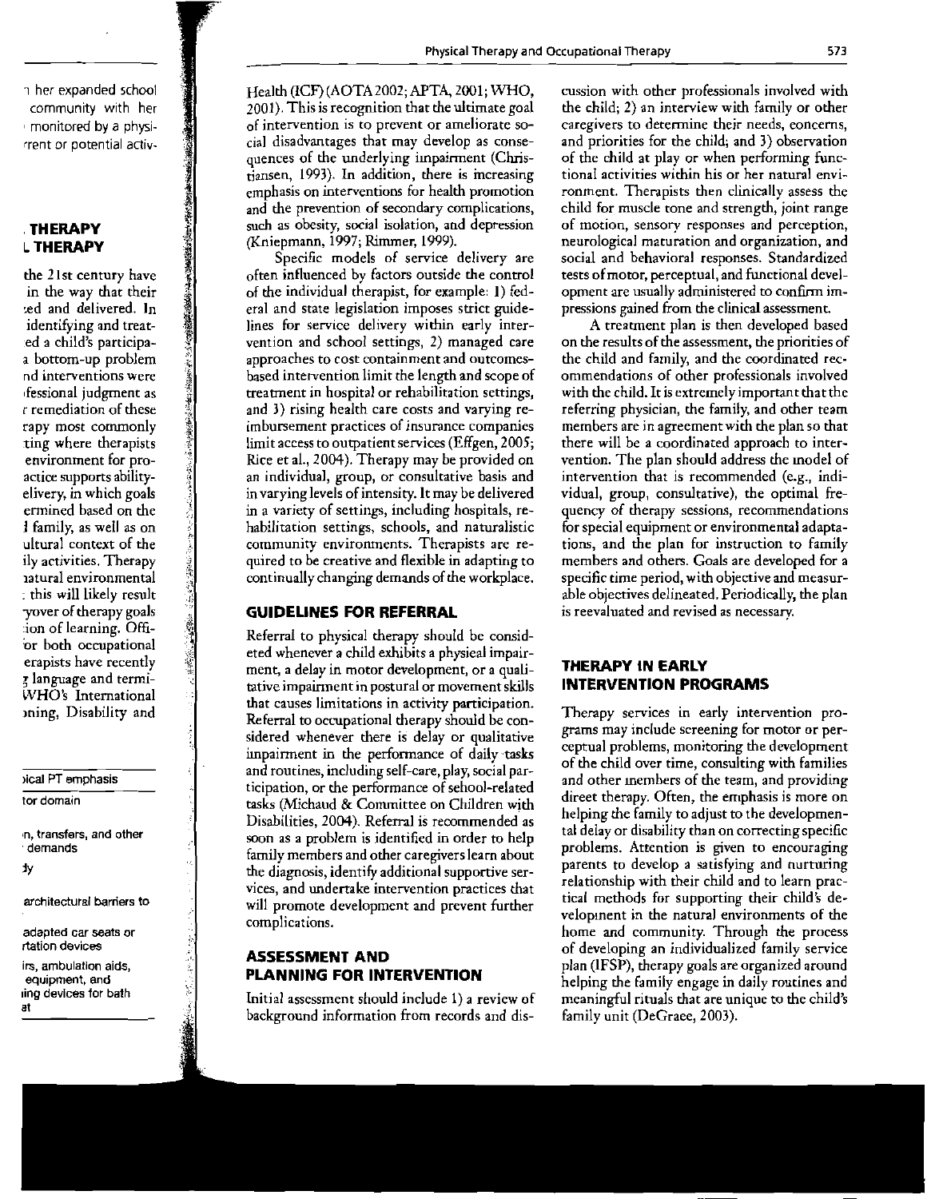Health (ICF) (AOTA 2002; APTA, 2001; WHO, 2001). This is recognition that the ultimate goal of intervention is to prevent or ameliorate social disadvantages that may develop as consequences of the underlying impairment (Christiansen, 1993). In addition, there is increasing emphasis on interventions for health promotion and the prevention of secondary complications, such as obesity, social isolation, and depression (Kniepmann, 1997; Rimmer, 1999).

Specific models of service delivery are often influenced by factors outside the control of the individual therapist, for example: 1) federal and state legislation imposes strict guidelines for service delivery within early intervention and school settings, 2) managed care approaches to cost containment and outcomes-based intervention limit the length and scope of treatment in hospital or rehabilitation settings, and 3) rising health care costs and varying reimbursement practices of insurance companies limit access to outpatient services (Effgen, 2005; Rice et al., 2004). Therapy may be provided on an individual, group, or consultative basis and in varying levels of intensity. It may be delivered in a variety of settings, including hospitals, rehabilitation settings, schools, and naturalistic community environments. Therapists are required to be creative and flexible in adapting to continually changing demands of the workplace.

## GUIDELINES FOR REFERRAL

Referral to physical therapy should be considered whenever a child exhibits a physical impairment, a delay in motor development, or a qualitative impairment in postural or movement skills that causes limitations in activity participation. Referral to occupational therapy should be considered whenever there is delay or qualitative impairment in the performance of daily tasks and routines, including self-care, play, social participation, or the performance of school-related tasks (Michaud & Committee on Children with Disabilities, 2004). Referral is recommended as soon as a problem is identified in order to help family members and other caregivers learn about the diagnosis, identify additional supportive services, and undertake intervention practices that will promote development and prevent further complications.

## ASSESSMENT AND PLANNING FOR INTERVENTION

Initial assessment should include 1) a review of background information from records and discussion with other professionals involved with the child; 2) an interview with family or other caregivers to determine their needs, concerns, and priorities for the child; and 3) observation of the child at play or when performing functional activities within his or her natural environment. Therapists then clinically assess the child for muscle tone and strength, joint range of motion, sensory responses and perception, neurological maturation and organization, and social and behavioral responses. Standardized tests of motor, perceptual, and functional development are usually administered to confirm impressions gained from the clinical assessment.

A treatment plan is then developed based on the results of the assessment, the priorities of the child and family, and the coordinated recommendations of other professionals involved with the child. It is extremely important that the referring physician, the family, and other team members are in agreement with the plan so that there will be a coordinated approach to intervention. The plan should address the model of intervention that is recommended (e.g., individual, group, consultative), the optimal frequency of therapy sessions, recommendations for special equipment or environmental adaptations, and the plan for instruction to family members and others. Goals are developed for a specific time period, with objective and measurable objectives delineated. Periodically, the plan is reevaluated and revised as necessary.

## THERAPY IN EARLY INTERVENTION PROGRAMS

Therapy services in early intervention programs may include screening for motor or perceptual problems, monitoring the development of the child over time, consulting with families and other members of the team, and providing direct therapy. Often, the emphasis is more on helping the family to adjust to the developmental delay or disability than on correcting specific problems. Attention is given to encouraging parents to develop a satisfying and nurturing relationship with their child and to learn practical methods for supporting their child's development in the natural environments of the home and community. Through the process of developing an individualized family service plan (IFSP), therapy goals are organized around helping the family engage in daily routines and meaningful rituals that are unique to the child's family unit (DeGraee, 2003).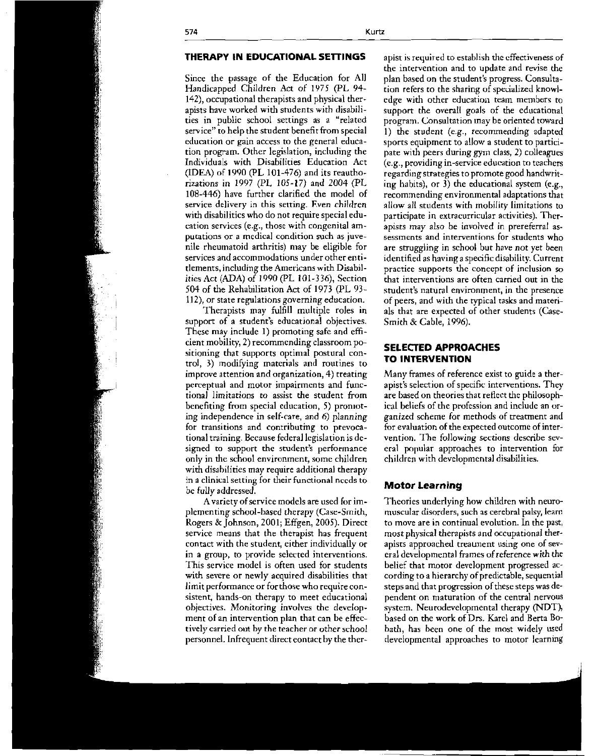## THERAPY IN EDUCATIONAL SETTINGS

Since the passage of the Education for All Handicapped Children Act of 1975 (PL 94-142), occupational therapists and physical therapists have worked with students with disabilities in public school settings as a "related service" to help the student benefit from special education or gain access to the general education program. Other legislation, including the Individuals with Disabilities Education Act (IDEA) of 1990 (PL 101-476) and its reauthorizations in 1997 (PL 105-17) and 2004 (PL 108-446) have further clarified the model of service delivery in this setting. Even children with disabilities who do not require special education services (e.g., those with congenital amputations or a medical condition such as juvenile rheumatoid arthritis) may be eligible for services and accommodations under other entitlements, including the Americans with Disabilities Act (ADA) of 1990 (PL 101-336), Section 504 of the Rehabilitation Act of 1973 (PL 93-112), or state regulations governing education.

Therapists may fulfill multiple roles in support of a student's educational objectives. These may include 1) promoting safe and efficient mobility, 2) recommending classroom positioning that supports optimal postural control, 3) modifying materials and routines to improve attention and organization, 4) treating perceptual and motor impairments and functional limitations to assist the student from benefiting from special education, 5) promoting independence in self-care, and 6) planning for transitions and contributing to prevocational training. Because federal legislation is designed to support the student's performance only in the school environment, some children with disabilities may require additional therapy in a clinical setting for their functional needs to be fully addressed.

A variety of service models are used for implementing school-based therapy (Case-Smith, Rogers & Johnson, 2001; Effgen, 2005). Direct service means that the therapist has frequent contact with the student, either individually or in a group, to provide selected interventions. This service model is often used for students with severe or newly acquired disabilities that limit performance or for those who require consistent, hands-on therapy to meet educational objectives. *Monitoring* involves the development of an intervention plan that can be effectively carried out by the teacher or other school personnel. Infrequent direct contact by the therapist is required to establish the effectiveness of the intervention and to update and revise the plan based on the student's progress. Consultation refers to the sharing of specialized knowledge with other education team members to support the overall goals of the educational program. Consultation may be oriented toward 1) the student (e.g., recommending adapted sports equipment to allow a student to participate with peers during gym class, 2) colleagues (e.g., providing in-service education to teachers regarding strategies to promote good handwriting habits), or 3) the educational system (e.g., recommending environmental adaptations that allow all students with mobility limitations to participate in extracurricular activities). Therapists may also be involved in prereferral assessments and interventions for students who are struggling in school but have not yet been identified as having a specific disability. Current practice supports the concept of inclusion so that interventions are often carried out in the student's natural environment, in the presence of peers, and with the typical tasks and materials that are expected of other students (Case-Smith & Cable, 1996).

## SELECTED APPROACHES TO INTERVENTION

Many frames of reference exist to guide a therapist's selection of specific interventions. They are based on theories that reflect the philosophical beliefs of the profession and include an organized scheme for methods of treatment and for evaluation of the expected outcome of intervention. The following sections describe several popular approaches to intervention for children with developmental disabilities.

### Motor Learning

Theories underlying how children with neuromuscular disorders, such as cerebral palsy, learn to move are in continual evolution. In the past, most physical therapists and occupational therapists approached treatment using one of several developmental frames of reference with the belief that motor development progressed according to a hierarchy of predictable, sequential steps and that progression of these steps was dependent on maturation of the central nervous system. Neurodevelopmental therapy (NDT), based on the work of Drs. Karel and Berta Bobath, has been one of the most widely used developmental approaches to motor learning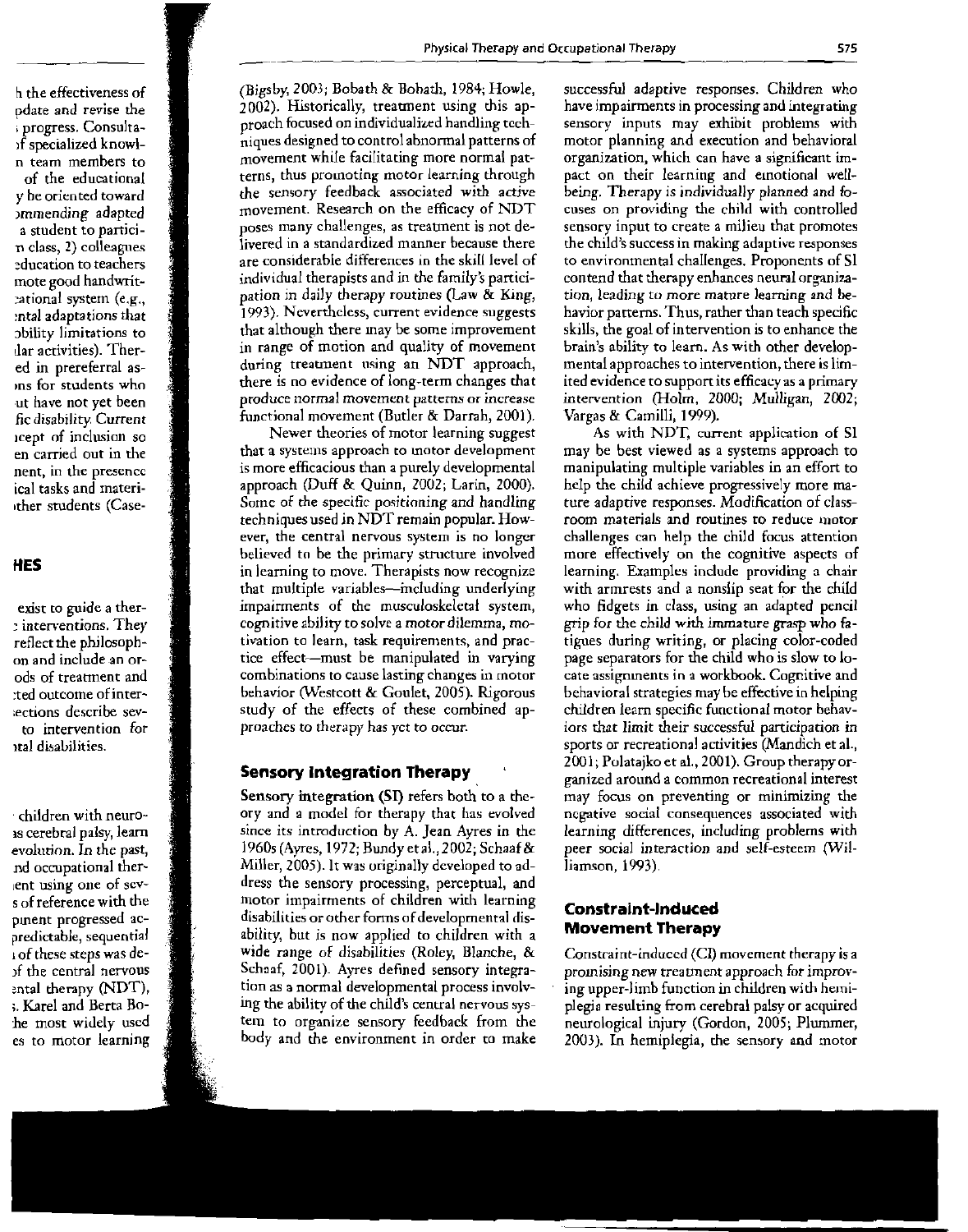(Bigsby, 2003; Bobath & Bobath, 1984; Howle, 2002). Historically, treatment using this approach focused on individualized handling techniques designed to control abnormal patterns of movement while facilitating more normal patterns, thus promoting motor learning through the sensory feedback associated with active movement. Research on the efficacy of NDT poses many challenges, as treatment is not delivered in a standardized manner because there are considerable differences in the skill level of individual therapists and in the family's participation in daily therapy routines (Law & King, 1993). Nevertheless, current evidence suggests that although there may be some improvement in range of motion and quality of movement during treatment using an NDT approach, there is no evidence of long-term changes that produce normal movement patterns or increase functional movement (Butler & Darrah, 2001).

Newer theories of motor learning suggest that a systems approach to motor development is more efficacious than a purely developmental approach (Duff & Quinn, 2002; Larin, 2000). Some of the specific positioning and handling techniques used in NDT remain popular. However, the central nervous system is no longer believed to be the primary structure involved in learning to move. Therapists now recognize that multiple variables—including underlying impairments of the musculoskeletal system, cognitive ability to solve a motor dilemma, motivation to learn, task requirements, and practice effect—must be manipulated in varying combinations to cause lasting changes in motor behavior (Westcott & Goulet, 2005). Rigorous study of the effects of these combined approaches to therapy has yet to occur.

## Sensory Integration Therapy

Sensory integration (SI) refers both to a theory and a model for therapy that has evolved since its introduction by A. Jean Ayres in the 1960s (Ayres, 1972; Bundy et al., 2002; Schaaf & Miller, 2005). It was originally developed to address the sensory processing, perceptual, and motor impairments of children with learning disabilities or other forms of developmental disability, but is now applied to children with a wide range of disabilities (Roley, Blanche, & Schaaf, 2001). Ayres defined sensory integration as a normal developmental process involving the ability of the child's central nervous system to organize sensory feedback from the body and the environment in order to make successful adaptive responses. Children who have impairments in processing and integrating sensory inputs may exhibit problems with motor planning and execution and behavioral organization, which can have a significant impact on their learning and emotional well-being. Therapy is individually planned and focuses on providing the child with controlled sensory input to create a milieu that promotes the child's success in making adaptive responses to environmental challenges. Proponents of SI contend that therapy enhances neural organization, leading to more mature learning and behavior patterns. Thus, rather than teach specific skills, the goal of intervention is to enhance the brain's ability to learn. As with other developmental approaches to intervention, there is limited evidence to support its efficacy as a primary intervention (Holm, 2000; Mulligan, 2002; Vargas & Camilli, 1999).

As with NDT, current application of SI may be best viewed as a systems approach to manipulating multiple variables in an effort to help the child achieve progressively more mature adaptive responses. Modification of classroom materials and routines to reduce motor challenges can help the child focus attention more effectively on the cognitive aspects of learning. Examples include providing a chair with armrests and a nonslip seat for the child who fidgets in class, using an adapted pencil grip for the child with immature grasp who fatigues during writing, or placing color-coded page separators for the child who is slow to locate assignments in a workbook. Cognitive and behavioral strategies may be effective in helping children learn specific functional motor behaviors that limit their successful participation in sports or recreational activities (Mandich et al., 2001; Polatajko et al., 2001). Group therapy organized around a common recreational interest may focus on preventing or minimizing the negative social consequences associated with learning differences, including problems with peer social interaction and self-esteem (Williamson, 1993).

## Constraint-Induced Movement Therapy

Constraint-induced (CI) movement therapy is a promising new treatment approach for improving upper-limb function in children with hemiplegia resulting from cerebral palsy or acquired neurological injury (Gordon, 2005; Plummer, 2003). In hemiplegia, the sensory and motor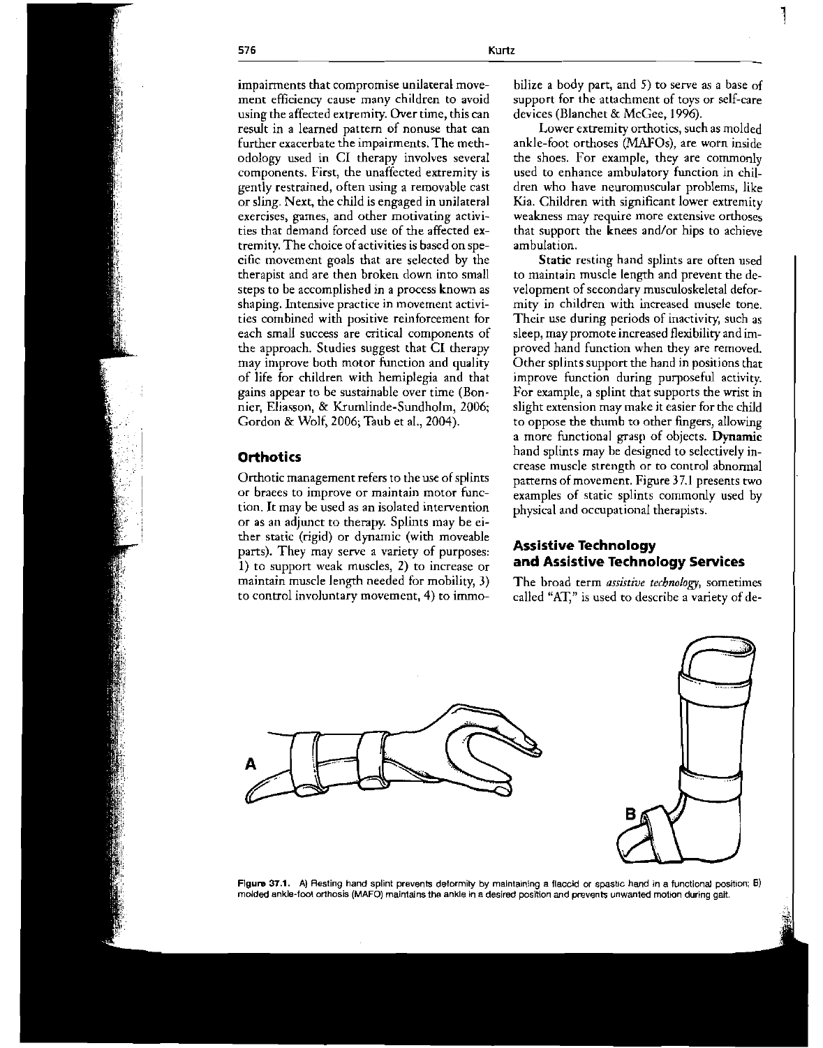impairments that compromise unilateral movement efficiency cause many children to avoid using the affected extremity. Over time, this can result in a learned pattern of nonuse that can further exacerbate the impairments. The methodology used in CI therapy involves several components. First, the unaffected extremity is gently restrained, often using a removable cast or sling. Next, the child is engaged in unilateral exercises, games, and other motivating activities that demand forced use of the affected extremity. The choice of activities is based on specific movement goals that are selected by the therapist and are then broken down into small steps to be accomplished in a process known as shaping. Intensive practice in movement activities combined with positive reinforcement for each small success are critical components of the approach. Studies suggest that CI therapy may improve both motor function and quality of life for children with hemiplegia and that gains appear to be sustainable over time (Bonnier, Eliasson, & Krumlinde-Sundholm, 2006; Gordon & Wolf, 2006; Taub et al., 2004).

## Orthotics

Orthotic management refers to the use of splints or braces to improve or maintain motor function. It may be used as an isolated intervention or as an adjunct to therapy. Splints may be either static (rigid) or dynamic (with moveable parts). They may serve a variety of purposes: 1) to support weak muscles, 2) to increase or maintain muscle length needed for mobility, 3) to control involuntary movement, 4) to immobilize a body part, and 5) to serve as a base of support for the attachment of toys or self-care devices (Blanchet & McGee, 1996).

Lower extremity orthotics, such as molded ankle-foot orthoses (MAFOs), are worn inside the shoes. For example, they are commonly used to enhance ambulatory function in children who have neuromuscular problems, like Kia. Children with significant lower extremity weakness may require more extensive orthoses that support the knees and/or hips to achieve ambulation.

**Static** resting hand splints are often used to maintain muscle length and prevent the development of secondary musculoskeletal deformity in children with increased muscle tone. Their use during periods of inactivity, such as sleep, may promote increased flexibility and improved hand function when they are removed. Other splints support the hand in positions that improve function during purposeful activity. For example, a splint that supports the wrist in slight extension may make it easier for the child to oppose the thumb to other fingers, allowing a more functional grasp of objects. **Dynamic** hand splints may be designed to selectively increase muscle strength or to control abnormal patterns of movement. Figure 37.1 presents two examples of static splints commonly used by physical and occupational therapists.

## Assistive Technology and Assistive Technology Services

The broad term *assistive technology*, sometimes called "AT," is used to describe a variety of de-

**Figure 37.1.** A) Resting hand splint prevents deformity by maintaining a flaccid or spastic hand in a functional position; B) molded ankle-foot orthosis (MAFO) maintains the ankle in a desired position and prevents unwanted motion during gait.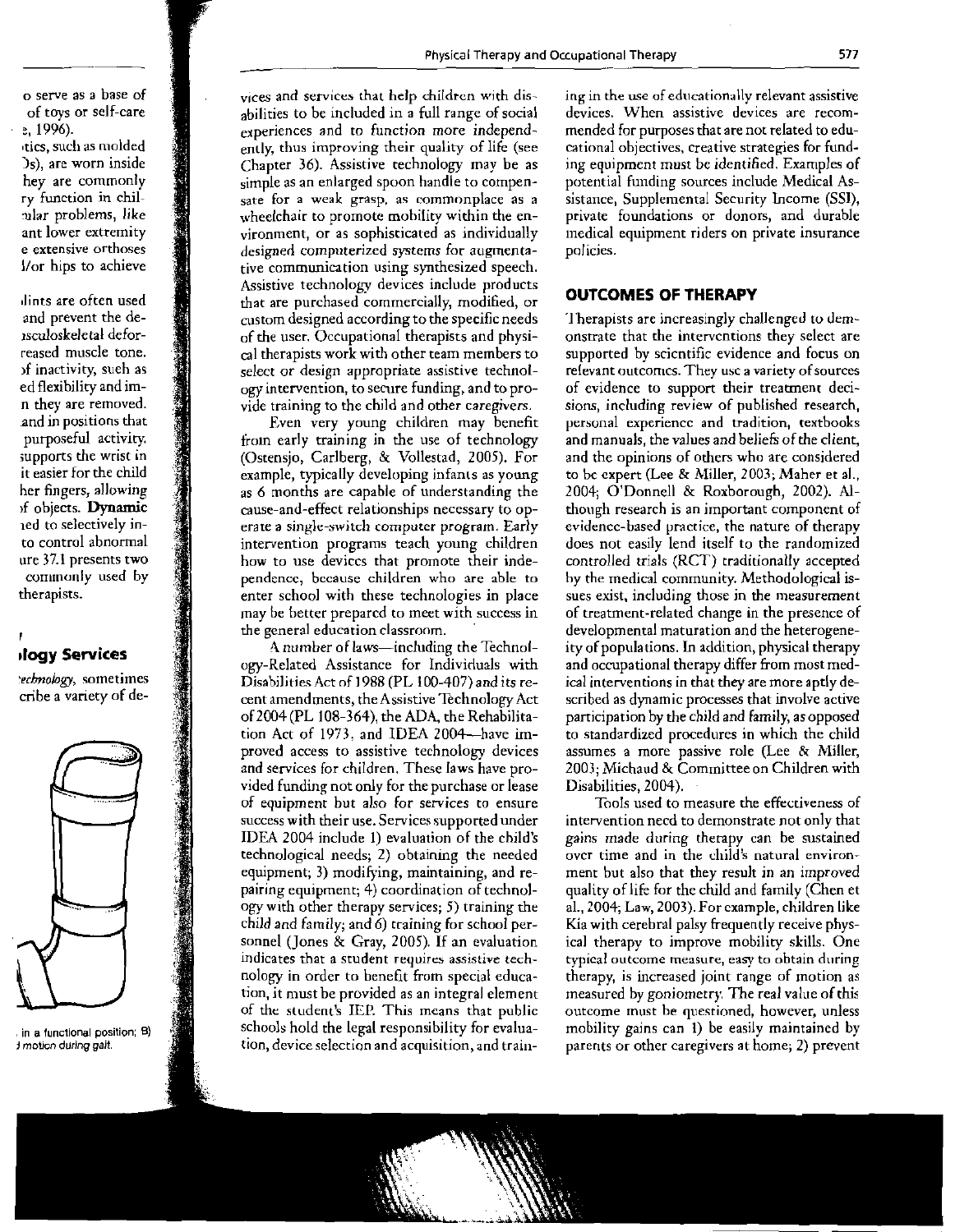vices and services that help children with disabilities to be included in a full range of social experiences and to function more independently, thus improving their quality of life (see Chapter 36). Assistive technology may be as simple as an enlarged spoon handle to compensate for a weak grasp, as commonplace as a wheelchair to promote mobility within the environment, or as sophisticated as individually designed computerized systems for augmentative communication using synthesized speech. Assistive technology devices include products that are purchased commercially, modified, or custom designed according to the specific needs of the user. Occupational therapists and physical therapists work with other team members to select or design appropriate assistive technology intervention, to secure funding, and to provide training to the child and other caregivers.

Even very young children may benefit from early training in the use of technology (Ostensjo, Carlberg, & Vollestad, 2005). For example, typically developing infants as young as 6 months are capable of understanding the cause-and-effect relationships necessary to operate a single-switch computer program. Early intervention programs teach young children how to use devices that promote their independence, because children who are able to enter school with these technologies in place may be better prepared to meet with success in the general education classroom.

A number of laws—including the Technology-Related Assistance for Individuals with Disabilities Act of 1988 (PL 100-407) and its recent amendments, the Assistive Technology Act of 2004 (PL 108-364), the ADA, the Rehabilitation Act of 1973, and IDEA 2004—have improved access to assistive technology devices and services for children. These laws have provided funding not only for the purchase or lease of equipment but also for services to ensure success with their use. Services supported under IDEA 2004 include 1) evaluation of the child's technological needs; 2) obtaining the needed equipment; 3) modifying, maintaining, and repairing equipment; 4) coordination of technology with other therapy services; 5) training the child and family; and 6) training for school personnel (Jones & Gray, 2005). If an evaluation indicates that a student requires assistive technology in order to benefit from special education, it must be provided as an integral element of the student's IEP. This means that public schools hold the legal responsibility for evaluation, device selection and acquisition, and training in the use of educationally relevant assistive devices. When assistive devices are recommended for purposes that are not related to educational objectives, creative strategies for funding equipment must be identified. Examples of potential funding sources include Medical Assistance, Supplemental Security Income (SSI), private foundations or donors, and durable medical equipment riders on private insurance policies.

## OUTCOMES OF THERAPY

Therapists are increasingly challenged to demonstrate that the interventions they select are supported by scientific evidence and focus on relevant outcomes. They use a variety of sources of evidence to support their treatment decisions, including review of published research, personal experience and tradition, textbooks and manuals, the values and beliefs of the client, and the opinions of others who are considered to be expert (Lee & Miller, 2003; Maher et al., 2004; O'Donnell & Roxborough, 2002). Although research is an important component of evidence-based practice, the nature of therapy does not easily lend itself to the randomized controlled trials (RCT) traditionally accepted by the medical community. Methodological issues exist, including those in the measurement of treatment-related change in the presence of developmental maturation and the heterogeneity of populations. In addition, physical therapy and occupational therapy differ from most medical interventions in that they are more aptly described as dynamic processes that involve active participation by the child and family, as opposed to standardized procedures in which the child assumes a more passive role (Lee & Miller, 2003; Michaud & Committee on Children with Disabilities, 2004).

Tools used to measure the effectiveness of intervention need to demonstrate not only that gains made during therapy can be sustained over time and in the child's natural environment but also that they result in an improved quality of life for the child and family (Chen et al., 2004; Law, 2003). For example, children like Kia with cerebral palsy frequently receive physical therapy to improve mobility skills. One typical outcome measure, easy to obtain during therapy, is increased joint range of motion as measured by goniometry. The real value of this outcome must be questioned, however, unless mobility gains can 1) be easily maintained by parents or other caregivers at home; 2) prevent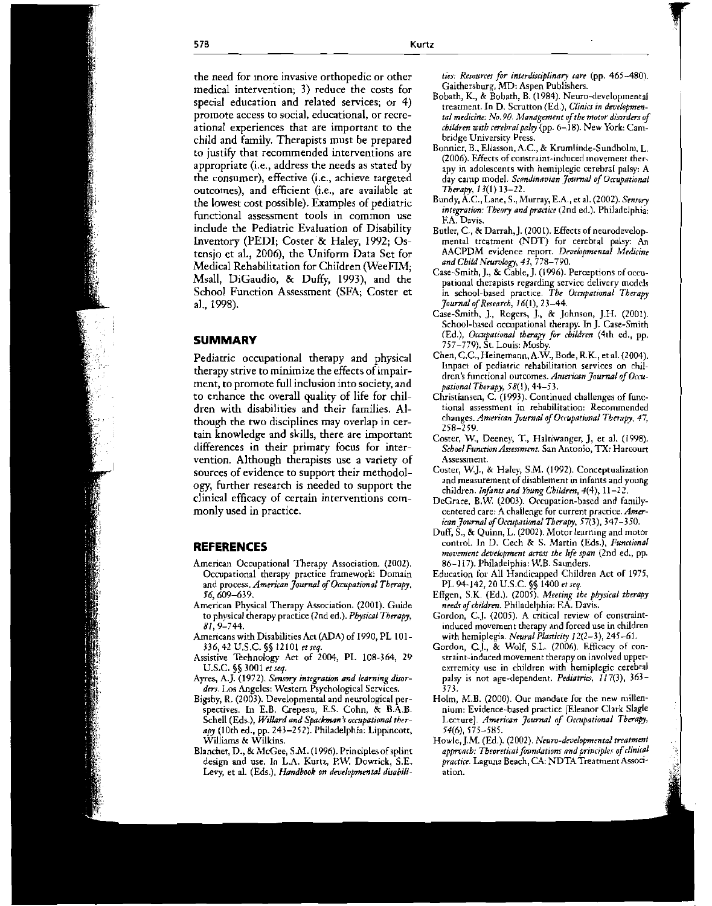the need for more invasive orthopedic or other medical intervention; 3) reduce the costs for special education and related services; or 4) promote access to social, educational, or recreational experiences that are important to the child and family. Therapists must be prepared to justify that recommended interventions are appropriate (i.e., address the needs as stated by the consumer), effective (i.e., achieve targeted outcomes), and efficient (i.e., are available at the lowest cost possible). Examples of pediatric functional assessment tools in common use include the Pediatric Evaluation of Disability Inventory (PEDI; Coster & Haley, 1992; Ostensjo et al., 2006), the Uniform Data Set for Medical Rehabilitation for Children (WeeFIM; Msall, DiGaudio, & Duffy, 1993), and the School Function Assessment (SFA; Coster et al., 1998).

## SUMMARY

Pediatric occupational therapy and physical therapy strive to minimize the effects of impairment, to promote full inclusion into society, and to enhance the overall quality of life for children with disabilities and their families. Although the two disciplines may overlap in certain knowledge and skills, there are important differences in their primary focus for intervention. Although therapists use a variety of sources of evidence to support their methodology, further research is needed to support the clinical efficacy of certain interventions commonly used in practice.

## REFERENCES

- American Occupational Therapy Association. (2002). Occupational therapy practice framework: Domain and process. *American Journal of Occupational Therapy, 56*, 609–639.
- American Physical Therapy Association. (2001). Guide to physical therapy practice (2nd ed.). *Physical Therapy, 81*, 9–744.
- Americans with Disabilities Act (ADA) of 1990, PL 101-336, 42 U.S.C. §§ 12101 *et seq.*
- Assistive Technology Act of 2004, PL 108-364, 29 U.S.C. §§ 3001 *et seq.*
- Ayres, A.J. (1972). *Sensory integration and learning disorders.* Los Angeles: Western Psychological Services.
- Bigsby, R. (2003). Developmental and neurological perspectives. In E.B. Crepeau, E.S. Cohn, & B.A.B. Schell (Eds.), *Willard and Spackman's occupational therapy* (10th ed., pp. 243–252). Philadelphia: Lippincott, Williams & Wilkins.
- Blanchet, D., & McGee, S.M. (1996). Principles of splint design and use. In L.A. Kurtz, P.W. Dowrick, S.E. Levy, et al. (Eds.), *Handbook on developmental disabilities: Resources for interdisciplinary care* (pp. 465–480). Gaithersburg, MD: Aspen Publishers.
- Bobath, K., & Bobath, B. (1984). Neuro-developmental treatment. In D. Scrutton (Ed.), *Clinics in developmental medicine: No. 90. Management of the motor disorders of children with cerebral palsy* (pp. 6–18). New York: Cambridge University Press.
- Bonnier, B., Eliasson, A.C., & Krumlinde-Sundholm, L. (2006). Effects of constraint-induced movement therapy in adolescents with hemiplegic cerebral palsy: A day camp model. *Scandinavian Journal of Occupational Therapy, 13*(1) 13–22.
- Bundy, A.C., Lane, S., Murray, E.A., et al. (2002). *Sensory integration: Theory and practice* (2nd ed.). Philadelphia: F.A. Davis.
- Butler, C., & Darrah, J. (2001). Effects of neurodevelopmental treatment (NDT) for cerebral palsy: An AACPDM evidence report. *Developmental Medicine and Child Neurology, 43*, 778–790.
- Case-Smith, J., & Cable, J. (1996). Perceptions of occupational therapists regarding service delivery models in school-based practice. *The Occupational Therapy Journal of Research, 16*(1), 23–44.
- Case-Smith, J., Rogers, J., & Johnson, J.H. (2001). School-based occupational therapy. In J. Case-Smith (Ed.), *Occupational therapy for children* (4th ed., pp. 757–779). St. Louis: Mosby.
- Chen, C.C., Heinemann, A.W., Bode, R.K., et al. (2004). Impact of pediatric rehabilitation services on children's functional outcomes. *American Journal of Occupational Therapy, 58*(1), 44–53.
- Christiansen, C. (1993). Continued challenges of functional assessment in rehabilitation: Recommended changes. *American Journal of Occupational Therapy, 47*, 258–259.
- Coster, W., Deeney, T., Haltiwanger, J, et al. (1998). *School Function Assessment.* San Antonio, TX: Harcourt Assessment.
- Coster, W.J., & Haley, S.M. (1992). Conceptualization and measurement of disablement in infants and young children. *Infants and Young Children, 4*(4), 11–22.
- DeGrace, B.W. (2003). Occupation-based and family-centered care: A challenge for current practice. *American Journal of Occupational Therapy, 57*(3), 347–350.
- Duff, S., & Quinn, L. (2002). Motor learning and motor control. In D. Cech & S. Martin (Eds.), *Functional movement development across the life span* (2nd ed., pp. 86–117). Philadelphia: W.B. Saunders.
- Education for All Handicapped Children Act of 1975, PL 94-142, 20 U.S.C. §§ 1400 *et seq.*
- Effgen, S.K. (Ed.). (2005). *Meeting the physical therapy needs of children.* Philadelphia: F.A. Davis.
- Gordon, C.J. (2005). A critical review of constraint-induced movement therapy and forced use in children with hemiplegia. *Neural Plasticity 12*(2–3), 245–61.
- Gordon, C.J., & Wolf, S.L. (2006). Efficacy of constraint-induced movement therapy on involved upper-extremity use in children with hemiplegic cerebral palsy is not age-dependent. *Pediatrics, 117*(3), 363–373.
- Holm, M.B. (2000). Our mandate for the new millennium: Evidence-based practice [Eleanor Clark Slagle Lecture]. *American Journal of Occupational Therapy, 54*(6), 575–585.
- Howle, J.M. (Ed.). (2002). *Neuro-developmental treatment approach: Theoretical foundations and principles of clinical practice.* Laguna Beach, CA: NDTA Treatment Association.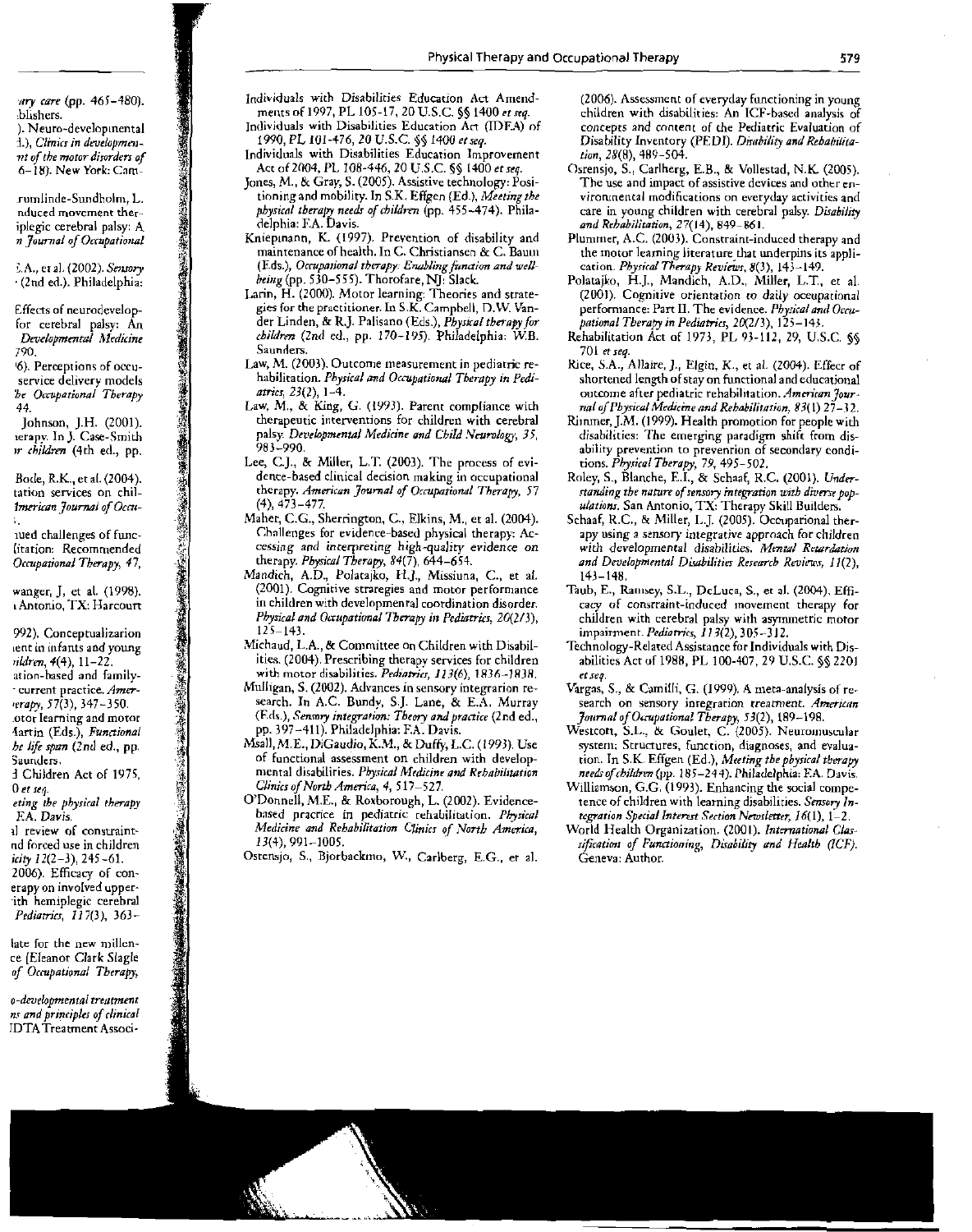Individuals with Disabilities Education Act Amendments of 1997, PL 105-17, 20 U.S.C. §§ 1400 *et seq.*

Individuals with Disabilities Education Act (IDEA) of 1990, PL 101-476, 20 U.S.C. §§ 1400 *et seq.*

Individuals with Disabilities Education Improvement Act of 2004, PL 108-446, 20 U.S.C. §§ 1400 *et seq.*

Jones, M., & Gray, S. (2005). Assistive technology: Positioning and mobility. In S.K. Effgen (Ed.), *Meeting the physical therapy needs of children* (pp. 455–474). Philadelphia: F.A. Davis.

Kniepmann, K. (1997). Prevention of disability and maintenance of health. In C. Christiansen & C. Baum (Eds.), *Occupational therapy: Enabling function and well-being* (pp. 530–555). Thorofare, NJ: Slack.

Larin, H. (2000). Motor learning: Theories and strategies for the practitioner. In S.K. Campbell, D.W. Vander Linden, & R.J. Palisano (Eds.), *Physical therapy for children* (2nd ed., pp. 170–195). Philadelphia: W.B. Saunders.

Law, M. (2003). Outcome measurement in pediatric rehabilitation. *Physical and Occupational Therapy in Pediatrics, 23*(2), 1–4.

Law, M., & King, G. (1993). Parent compliance with therapeutic interventions for children with cerebral palsy. *Developmental Medicine and Child Neurology, 35*, 983–990.

Lee, C.J., & Miller, L.T. (2003). The process of evidence-based clinical decision making in occupational therapy. *American Journal of Occupational Therapy, 57* (4), 473–477.

Maher, C.G., Sherrington, C., Elkins, M., et al. (2004). Challenges for evidence-based physical therapy: Accessing and interpreting high-quality evidence on therapy. *Physical Therapy, 84*(7), 644–654.

Mandich, A.D., Polatajko, H.J., Missiuna, C., et al. (2001). Cognitive strategies and motor performance in children with developmental coordination disorder. *Physical and Occupational Therapy in Pediatrics, 20*(2/3), 125–143.

Michaud, L.A., & Committee on Children with Disabilities. (2004). Prescribing therapy services for children with motor disabilities. *Pediatrics, 113*(6), 1836–1838.

Mulligan, S. (2002). Advances in sensory integration research. In A.C. Bundy, S.J. Lane, & E.A. Murray (Eds.), *Sensory integration: Theory and practice* (2nd ed., pp. 397–411). Philadelphia: F.A. Davis.

Msall, M.E., DiGaudio, K.M., & Duffy, L.C. (1993). Use of functional assessment on children with developmental disabilities. *Physical Medicine and Rehabilitation Clinics of North America, 4*, 517–527.

O'Donnell, M.E., & Roxborough, L. (2002). Evidence-based practice in pediatric rehabilitation. *Physical Medicine and Rehabilitation Clinics of North America, 13*(4), 991–1005.

Ostensjo, S., Bjorbaekmo, W., Carlberg, E.G., et al. (2006). Assessment of everyday functioning in young children with disabilities: An ICF-based analysis of concepts and content of the Pediatric Evaluation of Disability Inventory (PEDI). *Disability and Rehabilitation, 28*(8), 489–504.

Ostensjo, S., Carlberg, E.B., & Vollestad, N.K. (2005). The use and impact of assistive devices and other environmental modifications on everyday activities and care in young children with cerebral palsy. *Disability and Rehabilitation, 27*(14), 849–861.

Plummer, A.C. (2003). Constraint-induced therapy and the motor learning literature that underpins its application. *Physical Therapy Reviews, 8*(3), 143–149.

Polatajko, H.J., Mandich, A.D., Miller, L.T., et al. (2001). Cognitive orientation to daily occupational performance: Part II. The evidence. *Physical and Occupational Therapy in Pediatrics, 20*(2/3), 125–143.

Rehabilitation Act of 1973, PL 93-112, 29, U.S.C. §§ 701 *et seq.*

Rice, S.A., Allaire, J., Elgin, K., et al. (2004). Effect of shortened length of stay on functional and educational outcome after pediatric rehabilitation. *American Journal of Physical Medicine and Rehabilitation, 83*(1) 27–32.

Rimmer, J.M. (1999). Health promotion for people with disabilities: The emerging paradigm shift from disability prevention to prevention of secondary conditions. *Physical Therapy, 79*, 495–502.

Roley, S., Blanche, E.I., & Schaaf, R.C. (2001). *Understanding the nature of sensory integration with diverse populations.* San Antonio, TX: Therapy Skill Builders.

Schaaf, R.C., & Miller, L.J. (2005). Occupational therapy using a sensory integrative approach for children with developmental disabilities. *Mental Retardation and Developmental Disabilities Research Reviews, 11*(2), 143–148.

Taub, E., Ramsey, S.L., DeLuca, S., et al. (2004). Efficacy of constraint-induced movement therapy for children with cerebral palsy with asymmetric motor impairment. *Pediatrics, 113*(2), 305–312.

Technology-Related Assistance for Individuals with Disabilities Act of 1988, PL 100-407, 29 U.S.C. §§ 2201 *et seq.*

Vargas, S., & Camilli, G. (1999). A meta-analysis of research on sensory integration treatment. *American Journal of Occupational Therapy, 53*(2), 189–198.

Westcott, S.L., & Goulet, C. (2005). Neuromuscular system: Structures, function, diagnoses, and evaluation. In S.K. Effgen (Ed.), *Meeting the physical therapy needs of children* (pp. 185–244). Philadelphia: F.A. Davis.

Williamson, G.G. (1993). Enhancing the social competence of children with learning disabilities. *Sensory Integration Special Interest Section Newsletter, 16*(1), 1–2.

World Health Organization. (2001). *International Classification of Functioning, Disability and Health (ICF).* Geneva: Author.